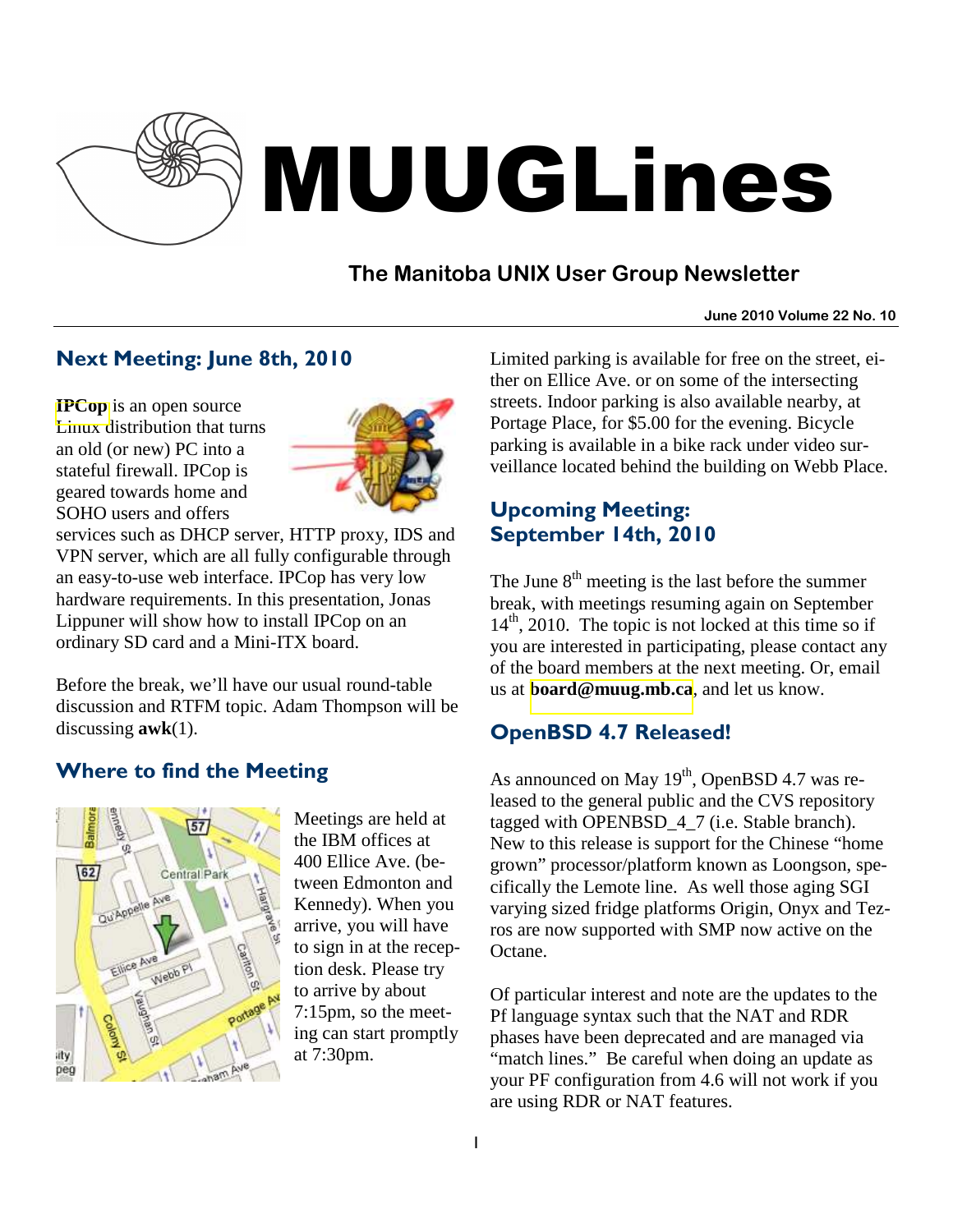# MUUGLines

## The Manitoba UNIX User Group Newsletter

June 2010 Volume 22 No. 10

## Next Meeting: June 8th, 2010

**IPCop** is an open source Linux distribution that turns an old (or new) PC into a stateful firewall. IPCop is geared towards home and SOHO users and offers services such as DHCP server, HTTP proxy, IDS and VPN server, which are all fully configurable through an easy-to-use web interface. IPCop has very low hardware requirements. In this presentation, Jonas Lippuner will show how to install IPCop on an ordinary SD card and a Mini-ITX board.

Before the break, we'll have our usual round-table discussion and RTFM topic. Adam Thompson will be discussing **awk**(1).

## Where to find the Meeting

Meetings are held at the IBM offices at 400 Ellice Ave. (between Edmonton and Kennedy). When you arrive, you will have to sign in at the reception desk. Please try to arrive by about 7:15pm, so the meeting can start promptly at 7:30pm.

Limited parking is available for free on the street, either on Ellice Ave. or on some of the intersecting streets. Indoor parking is also available nearby, at Portage Place, for $5.00 for the evening. Bicycle parking is available in a bike rack under video surveillance located behind the building on Webb Place.

## Upcoming Meeting: September 14th, 2010

The June 8th meeting is the last before the summer break, with meetings resuming again on September 14th, 2010. The topic is not locked at this time so if you are interested in participating, please contact any of the board members at the next meeting. Or, email us at **board@muug.mb.ca**, and let us know.

## OpenBSD 4.7 Released!

As announced on May 19th, OpenBSD 4.7 was released to the general public and the CVS repository tagged with OPENBSD_4_7 (i.e. Stable branch). New to this release is support for the Chinese "home grown" processor/platform known as Loongson, specifically the Lemote line. As well those aging SGI varying sized fridge platforms Origin, Onyx and Tezros are now supported with SMP now active on the Octane.

Of particular interest and note are the updates to the Pf language syntax such that the NAT and RDR phases have been deprecated and are managed via "match lines." Be careful when doing an update as your PF configuration from 4.6 will not work if you are using RDR or NAT features.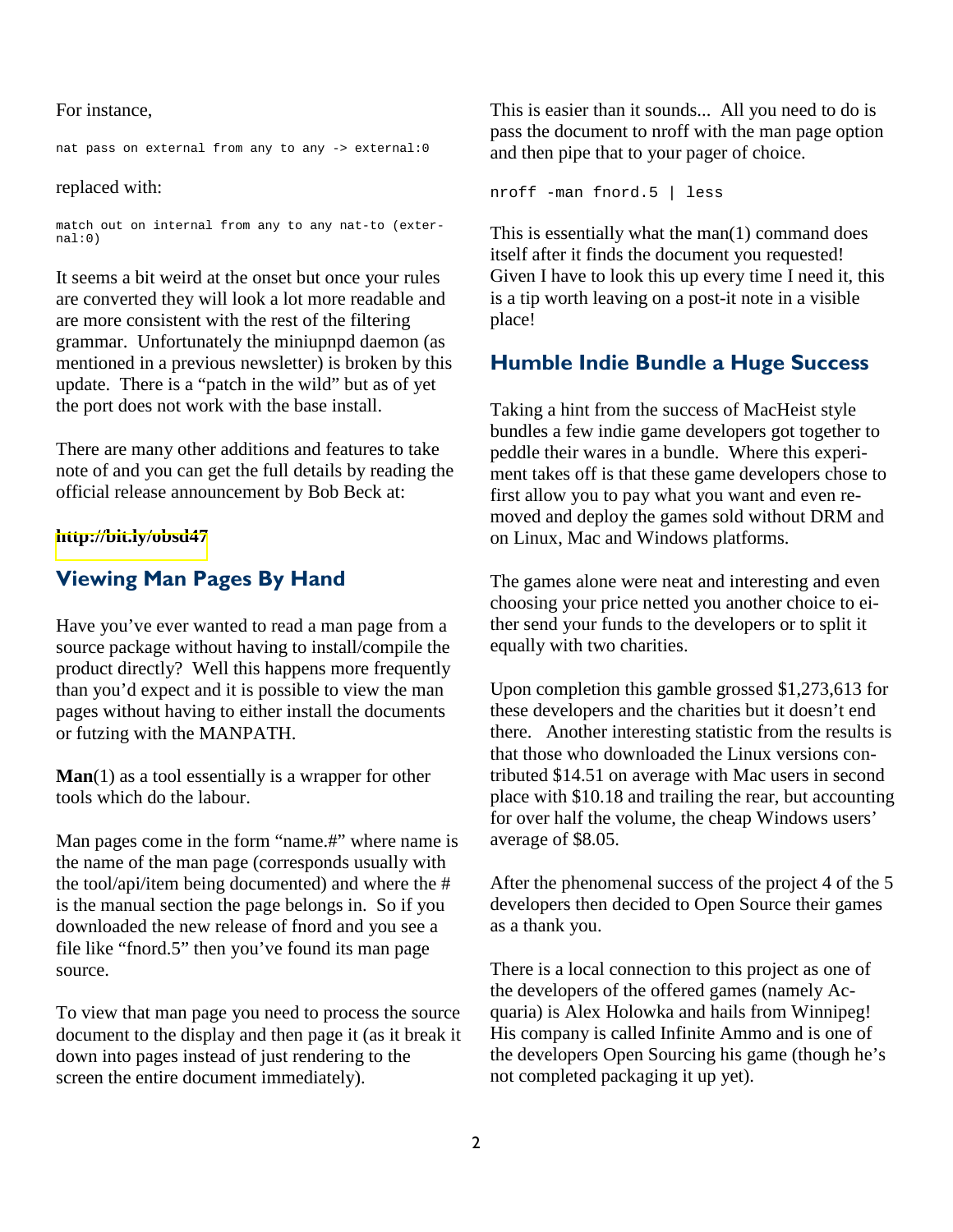For instance,

```
nat pass on external from any to any -> external:0
```

replaced with:

```
match out on internal from any to any nat-to (external:0)
```

It seems a bit weird at the onset but once your rules are converted they will look a lot more readable and are more consistent with the rest of the filtering grammar. Unfortunately the miniupnpd daemon (as mentioned in a previous newsletter) is broken by this update. There is a "patch in the wild" but as of yet the port does not work with the base install.

There are many other additions and features to take note of and you can get the full details by reading the official release announcement by Bob Beck at:

**http://bit.ly/obsd47**

## Viewing Man Pages By Hand

Have you've ever wanted to read a man page from a source package without having to install/compile the product directly? Well this happens more frequently than you'd expect and it is possible to view the man pages without having to either install the documents or futzing with the MANPATH.

**Man**(1) as a tool essentially is a wrapper for other tools which do the labour.

Man pages come in the form "name.#" where name is the name of the man page (corresponds usually with the tool/api/item being documented) and where the # is the manual section the page belongs in. So if you downloaded the new release of fnord and you see a file like "fnord.5" then you've found its man page source.

To view that man page you need to process the source document to the display and then page it (as it break it down into pages instead of just rendering to the screen the entire document immediately).

This is easier than it sounds... All you need to do is pass the document to nroff with the man page option and then pipe that to your pager of choice.

```
nroff -man fnord.5 | less
```

This is essentially what the man(1) command does itself after it finds the document you requested! Given I have to look this up every time I need it, this is a tip worth leaving on a post-it note in a visible place!

## Humble Indie Bundle a Huge Success

Taking a hint from the success of MacHeist style bundles a few indie game developers got together to peddle their wares in a bundle. Where this experiment takes off is that these game developers chose to first allow you to pay what you want and even removed and deploy the games sold without DRM and on Linux, Mac and Windows platforms.

The games alone were neat and interesting and even choosing your price netted you another choice to either send your funds to the developers or to split it equally with two charities.

Upon completion this gamble grossed $1,273,613 for these developers and the charities but it doesn't end there. Another interesting statistic from the results is that those who downloaded the Linux versions contributed $14.51 on average with Mac users in second place with $10.18 and trailing the rear, but accounting for over half the volume, the cheap Windows users' average of $8.05.

After the phenomenal success of the project 4 of the 5 developers then decided to Open Source their games as a thank you.

There is a local connection to this project as one of the developers of the offered games (namely Acquaria) is Alex Holowka and hails from Winnipeg! His company is called Infinite Ammo and is one of the developers Open Sourcing his game (though he's not completed packaging it up yet).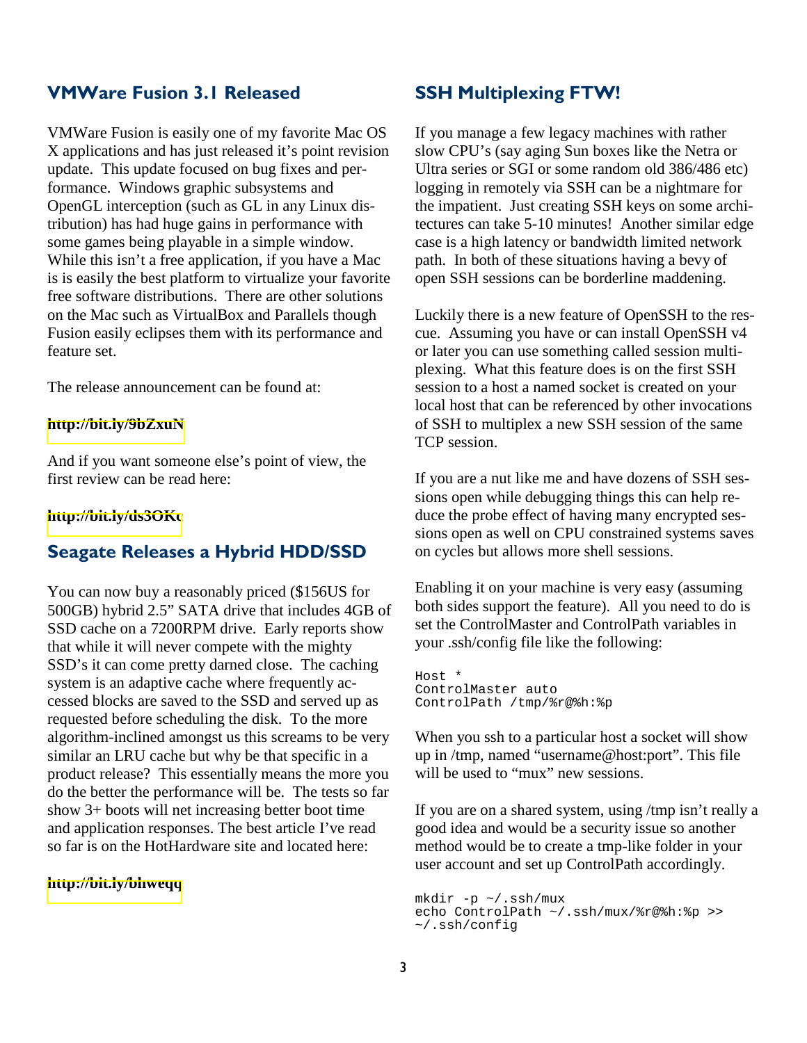## VMWare Fusion 3.1 Released

VMWare Fusion is easily one of my favorite Mac OS X applications and has just released it's point revision update. This update focused on bug fixes and performance. Windows graphic subsystems and OpenGL interception (such as GL in any Linux distribution) has had huge gains in performance with some games being playable in a simple window. While this isn't a free application, if you have a Mac is is easily the best platform to virtualize your favorite free software distributions. There are other solutions on the Mac such as VirtualBox and Parallels though Fusion easily eclipses them with its performance and feature set.

The release announcement can be found at:

**http://bit.ly/9bZxuN**

And if you want someone else's point of view, the first review can be read here:

**http://bit.ly/ds3OKc**

## Seagate Releases a Hybrid HDD/SSD

You can now buy a reasonably priced ($156US for 500GB) hybrid 2.5" SATA drive that includes 4GB of SSD cache on a 7200RPM drive. Early reports show that while it will never compete with the mighty SSD's it can come pretty darned close. The caching system is an adaptive cache where frequently accessed blocks are saved to the SSD and served up as requested before scheduling the disk. To the more algorithm-inclined amongst us this screams to be very similar an LRU cache but why be that specific in a product release? This essentially means the more you do the better the performance will be. The tests so far show 3+ boots will net increasing better boot time and application responses. The best article I've read so far is on the HotHardware site and located here:

**http://bit.ly/bhweqq**

## SSH Multiplexing FTW!

If you manage a few legacy machines with rather slow CPU's (say aging Sun boxes like the Netra or Ultra series or SGI or some random old 386/486 etc) logging in remotely via SSH can be a nightmare for the impatient. Just creating SSH keys on some architectures can take 5-10 minutes! Another similar edge case is a high latency or bandwidth limited network path. In both of these situations having a bevy of open SSH sessions can be borderline maddening.

Luckily there is a new feature of OpenSSH to the rescue. Assuming you have or can install OpenSSH v4 or later you can use something called session multiplexing. What this feature does is on the first SSH session to a host a named socket is created on your local host that can be referenced by other invocations of SSH to multiplex a new SSH session of the same TCP session.

If you are a nut like me and have dozens of SSH sessions open while debugging things this can help reduce the probe effect of having many encrypted sessions open as well on CPU constrained systems saves on cycles but allows more shell sessions.

Enabling it on your machine is very easy (assuming both sides support the feature). All you need to do is set the ControlMaster and ControlPath variables in your .ssh/config file like the following:

```
Host *
ControlMaster auto
ControlPath /tmp/%r@%h:%p
```

When you ssh to a particular host a socket will show up in /tmp, named "username@host:port". This file will be used to "mux" new sessions.

If you are on a shared system, using /tmp isn't really a good idea and would be a security issue so another method would be to create a tmp-like folder in your user account and set up ControlPath accordingly.

```
mkdir -p ~/.ssh/mux
echo ControlPath ~/.ssh/mux/%r@%h:%p >>
~/.ssh/config
```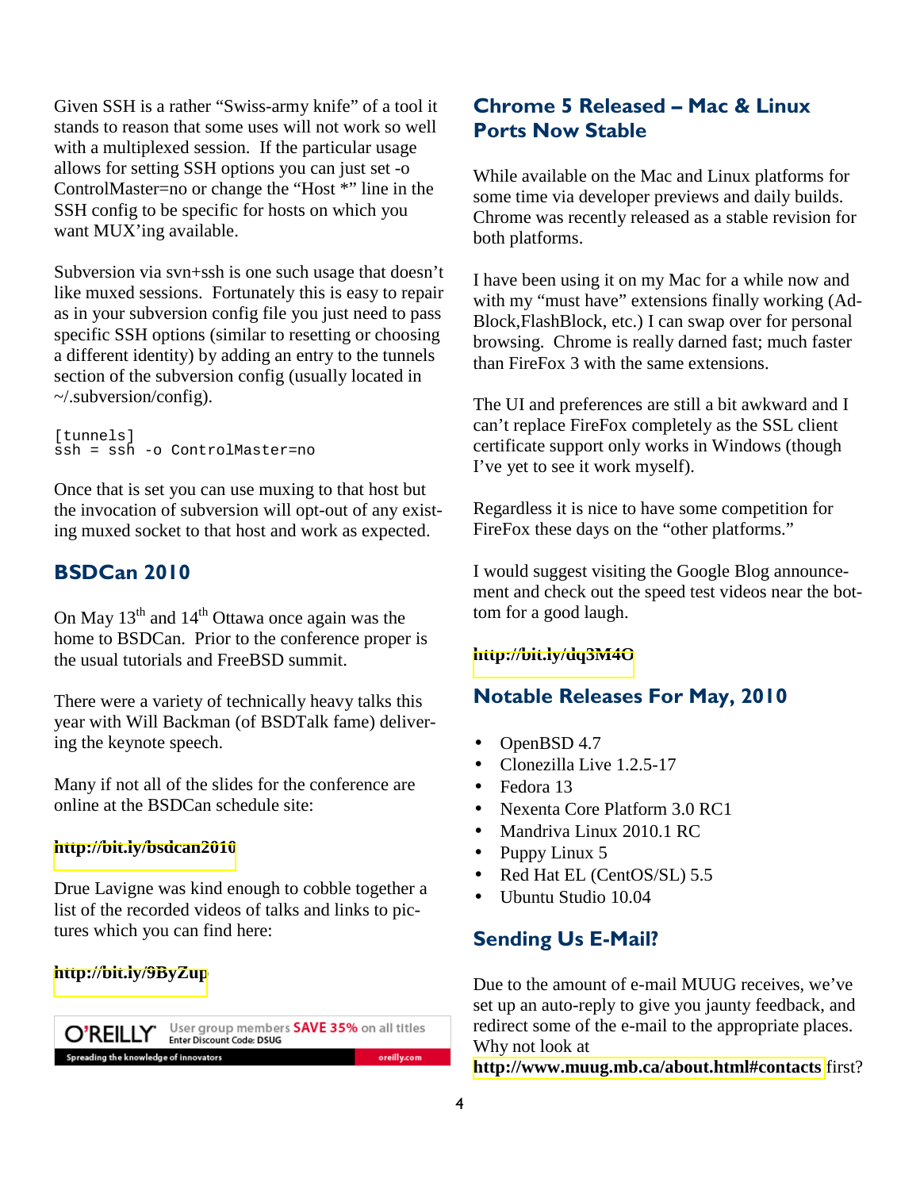Given SSH is a rather "Swiss-army knife" of a tool it stands to reason that some uses will not work so well with a multiplexed session. If the particular usage allows for setting SSH options you can just set -o ControlMaster=no or change the "Host *" line in the SSH config to be specific for hosts on which you want MUX'ing available.

Subversion via svn+ssh is one such usage that doesn't like muxed sessions. Fortunately this is easy to repair as in your subversion config file you just need to pass specific SSH options (similar to resetting or choosing a different identity) by adding an entry to the tunnels section of the subversion config (usually located in ~/.subversion/config).

```
[tunnels]
ssh = ssh -o ControlMaster=no
```

Once that is set you can use muxing to that host but the invocation of subversion will opt-out of any existing muxed socket to that host and work as expected.

## BSDCan 2010

On May 13th and 14th Ottawa once again was the home to BSDCan. Prior to the conference proper is the usual tutorials and FreeBSD summit.

There were a variety of technically heavy talks this year with Will Backman (of BSDTalk fame) delivering the keynote speech.

Many if not all of the slides for the conference are online at the BSDCan schedule site:

**http://bit.ly/bsdcan2010**

Drue Lavigne was kind enough to cobble together a list of the recorded videos of talks and links to pictures which you can find here:

**http://bit.ly/9ByZup**

O'REILLY — User group members SAVE 35% on all titles. Enter Discount Code: DSUG
Spreading the knowledge of innovators — oreilly.com

## Chrome 5 Released – Mac & Linux Ports Now Stable

While available on the Mac and Linux platforms for some time via developer previews and daily builds. Chrome was recently released as a stable revision for both platforms.

I have been using it on my Mac for a while now and with my "must have" extensions finally working (Ad-Block,FlashBlock, etc.) I can swap over for personal browsing. Chrome is really darned fast; much faster than FireFox 3 with the same extensions.

The UI and preferences are still a bit awkward and I can't replace FireFox completely as the SSL client certificate support only works in Windows (though I've yet to see it work myself).

Regardless it is nice to have some competition for FireFox these days on the "other platforms."

I would suggest visiting the Google Blog announcement and check out the speed test videos near the bottom for a good laugh.

**http://bit.ly/dq3M4O**

## Notable Releases For May, 2010

- OpenBSD 4.7
- Clonezilla Live 1.2.5-17
- Fedora 13
- Nexenta Core Platform 3.0 RC1
- Mandriva Linux 2010.1 RC
- Puppy Linux 5
- Red Hat EL (CentOS/SL) 5.5
- Ubuntu Studio 10.04

## Sending Us E-Mail?

Due to the amount of e-mail MUUG receives, we've set up an auto-reply to give you jaunty feedback, and redirect some of the e-mail to the appropriate places. Why not look at **http://www.muug.mb.ca/about.html#contacts** first?